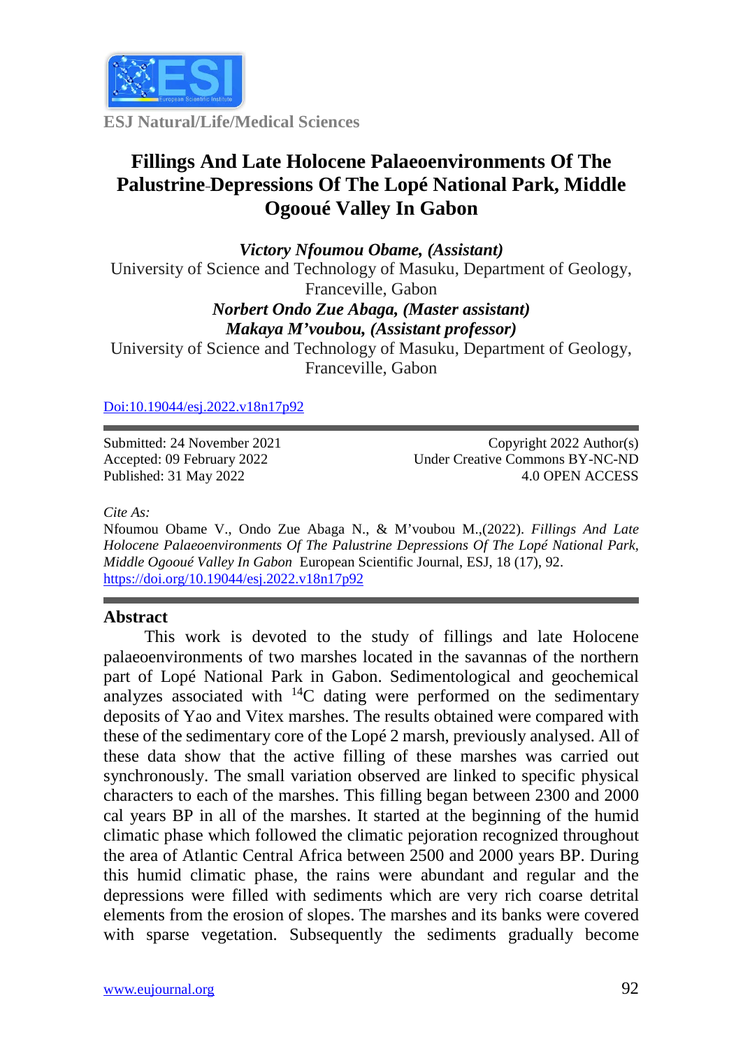ESJ Natural/Life/Medical Sciences

# Fillings And Late Holocene Palaeoenvironments Of The Palustrine Depressions Of The Lopé National Park, Middle Ogooué Valley In Gabon

***Victory Nfoumou Obame, (Assistant)***
University of Science and Technology of Masuku, Department of Geology, Franceville, Gabon
***Norbert Ondo Zue Abaga, (Master assistant)***
***Makaya M'voubou, (Assistant professor)***
University of Science and Technology of Masuku, Department of Geology, Franceville, Gabon

Doi:10.19044/esj.2022.v18n17p92

Submitted: 24 November 2021
Accepted: 09 February 2022
Published: 31 May 2022

Copyright 2022 Author(s)
Under Creative Commons BY-NC-ND
4.0 OPEN ACCESS

*Cite As:*
Nfoumou Obame V., Ondo Zue Abaga N., & M'voubou M.,(2022). *Fillings And Late Holocene Palaeoenvironments Of The Palustrine Depressions Of The Lopé National Park, Middle Ogooué Valley In Gabon* European Scientific Journal, ESJ, 18 (17), 92. https://doi.org/10.19044/esj.2022.v18n17p92

## Abstract

This work is devoted to the study of fillings and late Holocene palaeoenvironments of two marshes located in the savannas of the northern part of Lopé National Park in Gabon. Sedimentological and geochemical analyzes associated with $^{14}C$ dating were performed on the sedimentary deposits of Yao and Vitex marshes. The results obtained were compared with these of the sedimentary core of the Lopé 2 marsh, previously analysed. All of these data show that the active filling of these marshes was carried out synchronously. The small variation observed are linked to specific physical characters to each of the marshes. This filling began between 2300 and 2000 cal years BP in all of the marshes. It started at the beginning of the humid climatic phase which followed the climatic pejoration recognized throughout the area of Atlantic Central Africa between 2500 and 2000 years BP. During this humid climatic phase, the rains were abundant and regular and the depressions were filled with sediments which are very rich coarse detrital elements from the erosion of slopes. The marshes and its banks were covered with sparse vegetation. Subsequently the sediments gradually become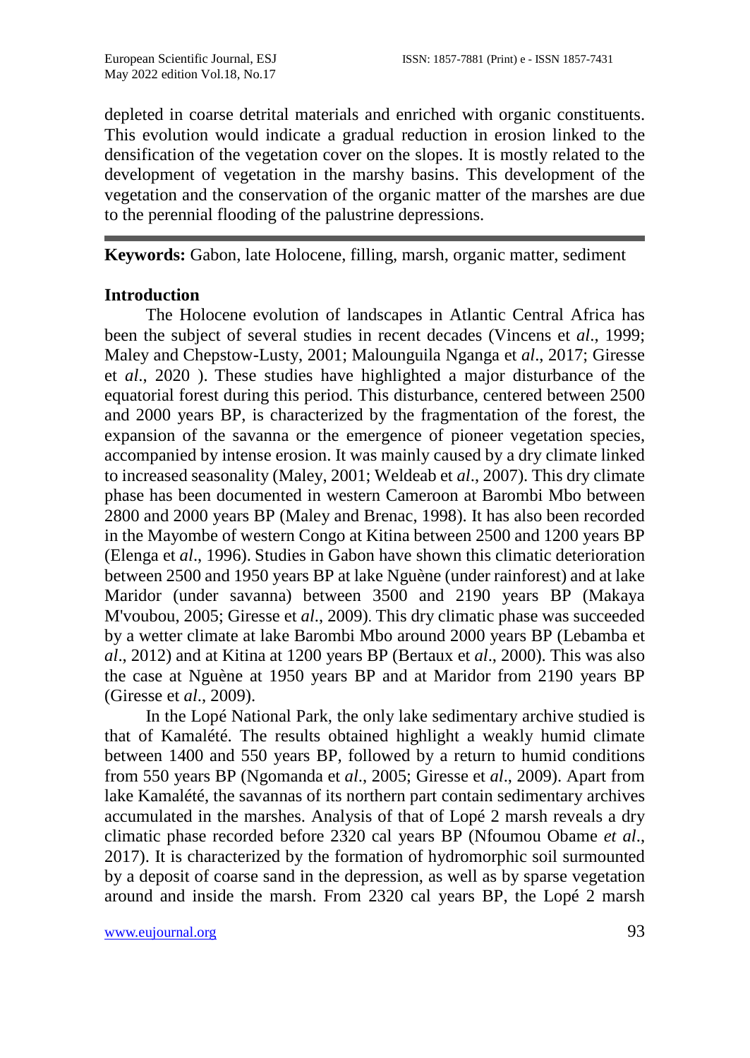depleted in coarse detrital materials and enriched with organic constituents. This evolution would indicate a gradual reduction in erosion linked to the densification of the vegetation cover on the slopes. It is mostly related to the development of vegetation in the marshy basins. This development of the vegetation and the conservation of the organic matter of the marshes are due to the perennial flooding of the palustrine depressions.

---

**Keywords:** Gabon, late Holocene, filling, marsh, organic matter, sediment

## Introduction

The Holocene evolution of landscapes in Atlantic Central Africa has been the subject of several studies in recent decades (Vincens et *al*., 1999; Maley and Chepstow-Lusty, 2001; Malounguila Nganga et *al*., 2017; Giresse et *al*., 2020 ). These studies have highlighted a major disturbance of the equatorial forest during this period. This disturbance, centered between 2500 and 2000 years BP, is characterized by the fragmentation of the forest, the expansion of the savanna or the emergence of pioneer vegetation species, accompanied by intense erosion. It was mainly caused by a dry climate linked to increased seasonality (Maley, 2001; Weldeab et *al*., 2007). This dry climate phase has been documented in western Cameroon at Barombi Mbo between 2800 and 2000 years BP (Maley and Brenac, 1998). It has also been recorded in the Mayombe of western Congo at Kitina between 2500 and 1200 years BP (Elenga et *al*., 1996). Studies in Gabon have shown this climatic deterioration between 2500 and 1950 years BP at lake Nguène (under rainforest) and at lake Maridor (under savanna) between 3500 and 2190 years BP (Makaya M'voubou, 2005; Giresse et *al*., 2009). This dry climatic phase was succeeded by a wetter climate at lake Barombi Mbo around 2000 years BP (Lebamba et *al*., 2012) and at Kitina at 1200 years BP (Bertaux et *al*., 2000). This was also the case at Nguène at 1950 years BP and at Maridor from 2190 years BP (Giresse et *al*., 2009).

In the Lopé National Park, the only lake sedimentary archive studied is that of Kamalété. The results obtained highlight a weakly humid climate between 1400 and 550 years BP, followed by a return to humid conditions from 550 years BP (Ngomanda et *al*., 2005; Giresse et *al*., 2009). Apart from lake Kamalété, the savannas of its northern part contain sedimentary archives accumulated in the marshes. Analysis of that of Lopé 2 marsh reveals a dry climatic phase recorded before 2320 cal years BP (Nfoumou Obame *et al*., 2017). It is characterized by the formation of hydromorphic soil surmounted by a deposit of coarse sand in the depression, as well as by sparse vegetation around and inside the marsh. From 2320 cal years BP, the Lopé 2 marsh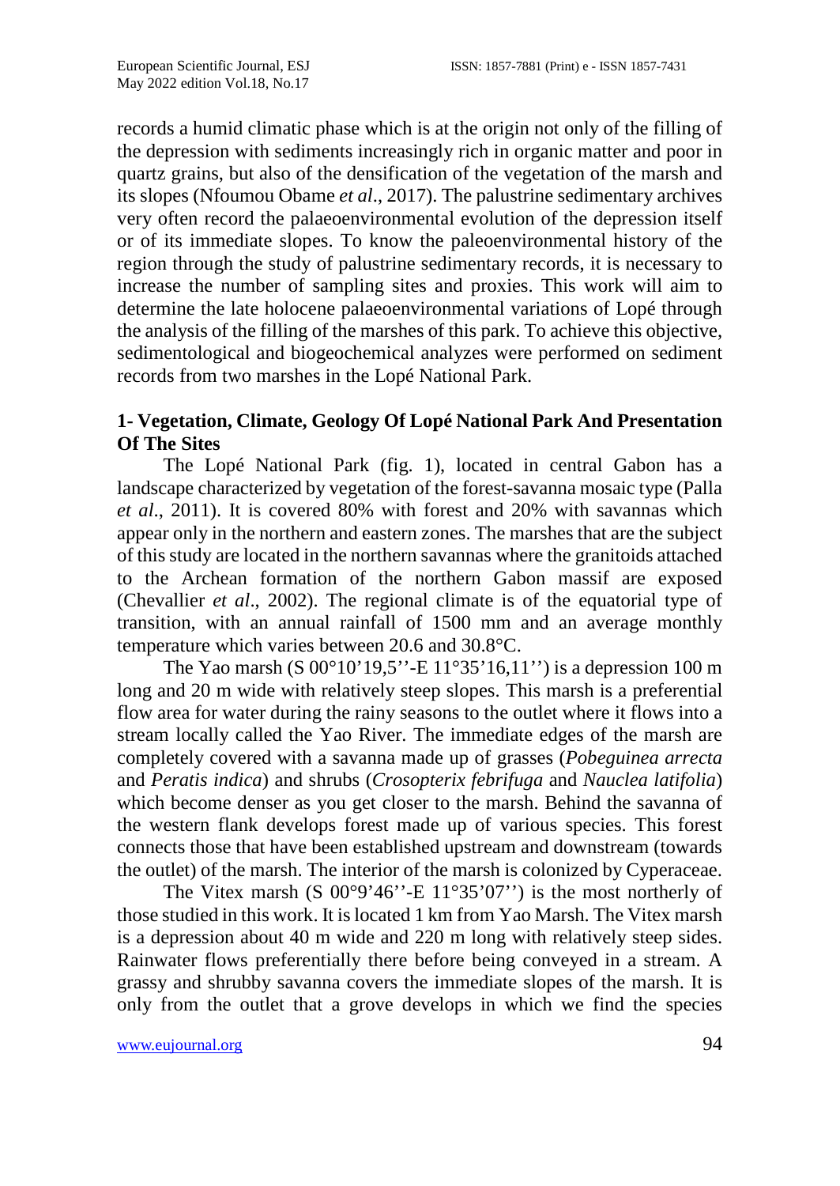records a humid climatic phase which is at the origin not only of the filling of the depression with sediments increasingly rich in organic matter and poor in quartz grains, but also of the densification of the vegetation of the marsh and its slopes (Nfoumou Obame *et al*., 2017). The palustrine sedimentary archives very often record the palaeoenvironmental evolution of the depression itself or of its immediate slopes. To know the paleoenvironmental history of the region through the study of palustrine sedimentary records, it is necessary to increase the number of sampling sites and proxies. This work will aim to determine the late holocene palaeoenvironmental variations of Lopé through the analysis of the filling of the marshes of this park. To achieve this objective, sedimentological and biogeochemical analyzes were performed on sediment records from two marshes in the Lopé National Park.

## 1- Vegetation, Climate, Geology Of Lopé National Park And Presentation Of The Sites

The Lopé National Park (fig. 1), located in central Gabon has a landscape characterized by vegetation of the forest-savanna mosaic type (Palla *et al*., 2011). It is covered 80% with forest and 20% with savannas which appear only in the northern and eastern zones. The marshes that are the subject of this study are located in the northern savannas where the granitoids attached to the Archean formation of the northern Gabon massif are exposed (Chevallier *et al*., 2002). The regional climate is of the equatorial type of transition, with an annual rainfall of 1500 mm and an average monthly temperature which varies between 20.6 and 30.8°C.

The Yao marsh (S 00°10'19,5''-E 11°35'16,11'') is a depression 100 m long and 20 m wide with relatively steep slopes. This marsh is a preferential flow area for water during the rainy seasons to the outlet where it flows into a stream locally called the Yao River. The immediate edges of the marsh are completely covered with a savanna made up of grasses (*Pobeguinea arrecta* and *Peratis indica*) and shrubs (*Crosopterix febrifuga* and *Nauclea latifolia*) which become denser as you get closer to the marsh. Behind the savanna of the western flank develops forest made up of various species. This forest connects those that have been established upstream and downstream (towards the outlet) of the marsh. The interior of the marsh is colonized by Cyperaceae.

The Vitex marsh (S 00°9'46''-E 11°35'07'') is the most northerly of those studied in this work. It is located 1 km from Yao Marsh. The Vitex marsh is a depression about 40 m wide and 220 m long with relatively steep sides. Rainwater flows preferentially there before being conveyed in a stream. A grassy and shrubby savanna covers the immediate slopes of the marsh. It is only from the outlet that a grove develops in which we find the species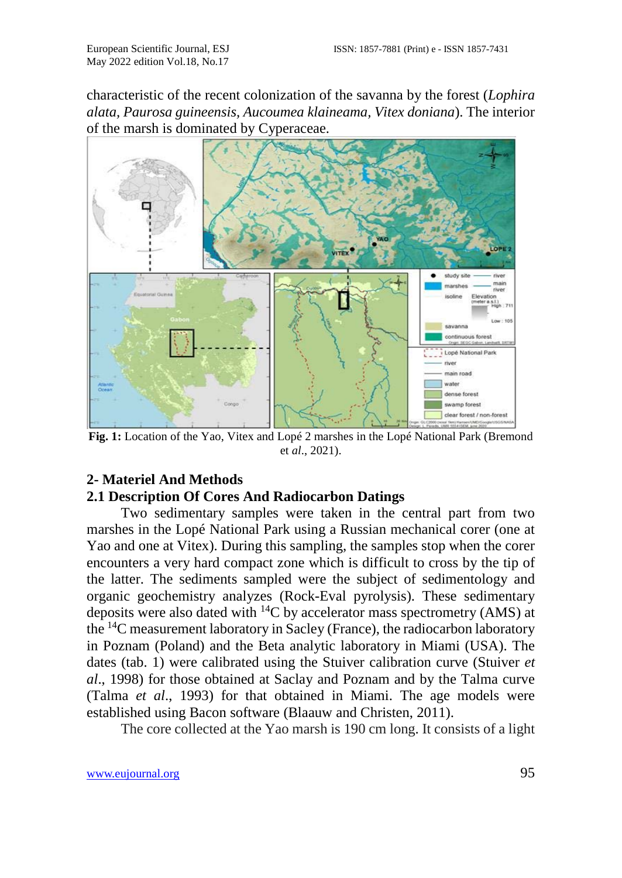characteristic of the recent colonization of the savanna by the forest (*Lophira alata*, *Paurosa guineensis*, *Aucoumea klaineama*, *Vitex doniana*). The interior of the marsh is dominated by Cyperaceae.

**Fig. 1:** Location of the Yao, Vitex and Lopé 2 marshes in the Lopé National Park (Bremond et *al*., 2021).

## 2- Materiel And Methods

### 2.1 Description Of Cores And Radiocarbon Datings

Two sedimentary samples were taken in the central part from two marshes in the Lopé National Park using a Russian mechanical corer (one at Yao and one at Vitex). During this sampling, the samples stop when the corer encounters a very hard compact zone which is difficult to cross by the tip of the latter. The sediments sampled were the subject of sedimentology and organic geochemistry analyzes (Rock-Eval pyrolysis). These sedimentary deposits were also dated with $^{14}C$ by accelerator mass spectrometry (AMS) at the $^{14}C$ measurement laboratory in Sacley (France), the radiocarbon laboratory in Poznam (Poland) and the Beta analytic laboratory in Miami (USA). The dates (tab. 1) were calibrated using the Stuiver calibration curve (Stuiver *et al*., 1998) for those obtained at Saclay and Poznam and by the Talma curve (Talma *et al*., 1993) for that obtained in Miami. The age models were established using Bacon software (Blaauw and Christen, 2011).

The core collected at the Yao marsh is 190 cm long. It consists of a light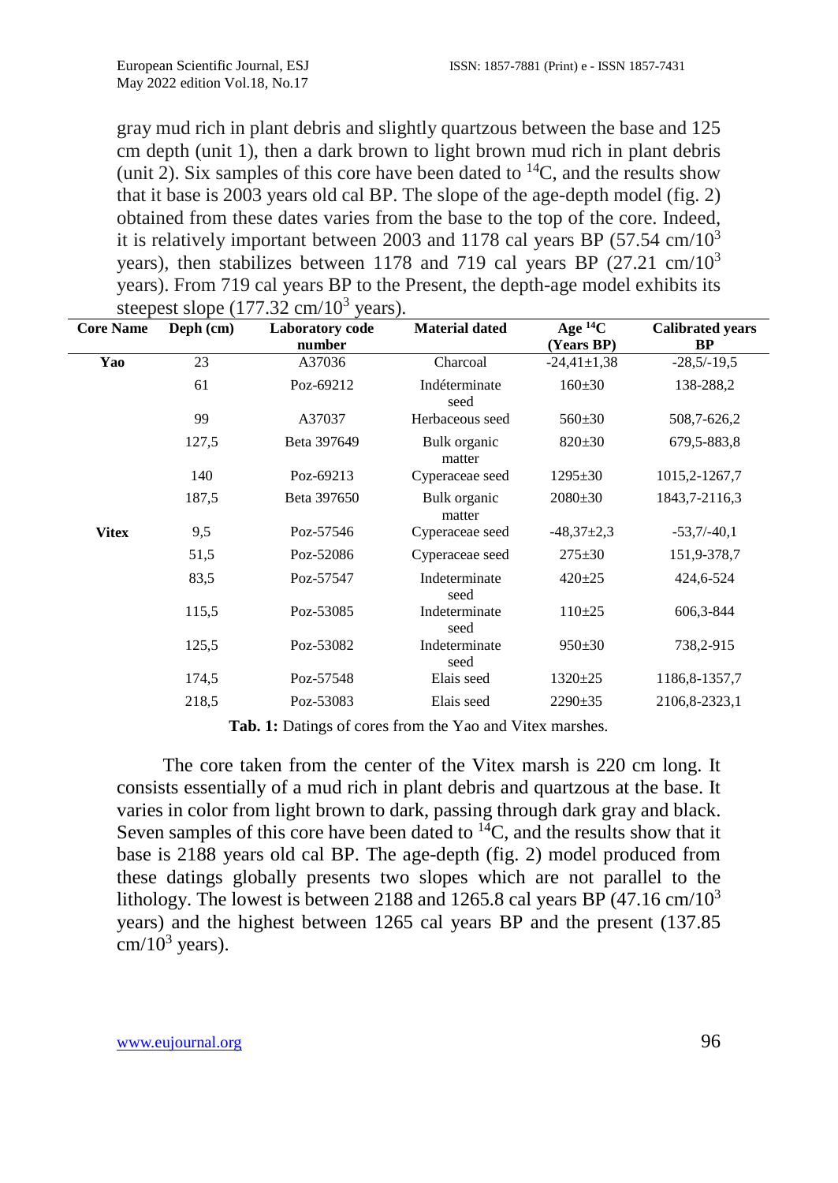gray mud rich in plant debris and slightly quartzous between the base and 125 cm depth (unit 1), then a dark brown to light brown mud rich in plant debris (unit 2). Six samples of this core have been dated to $^{14}C$, and the results show that it base is 2003 years old cal BP. The slope of the age-depth model (fig. 2) obtained from these dates varies from the base to the top of the core. Indeed, it is relatively important between 2003 and 1178 cal years BP (57.54 cm/$10^3$ years), then stabilizes between 1178 and 719 cal years BP (27.21 cm/$10^3$ years). From 719 cal years BP to the Present, the depth-age model exhibits its steepest slope (177.32 cm/$10^3$ years).

| Core Name | Deph (cm) | Laboratory code number | Material dated | Age $^{14}C$ (Years BP) | Calibrated years BP |
|---|---|---|---|---|---|
| **Yao** | 23 | A37036 | Charcoal | -24,41±1,38 | -28,5/-19,5 |
| | 61 | Poz-69212 | Indéterminate seed | 160±30 | 138-288,2 |
| | 99 | A37037 | Herbaceous seed | 560±30 | 508,7-626,2 |
| | 127,5 | Beta 397649 | Bulk organic matter | 820±30 | 679,5-883,8 |
| | 140 | Poz-69213 | Cyperaceae seed | 1295±30 | 1015,2-1267,7 |
| | 187,5 | Beta 397650 | Bulk organic matter | 2080±30 | 1843,7-2116,3 |
| **Vitex** | 9,5 | Poz-57546 | Cyperaceae seed | -48,37±2,3 | -53,7/-40,1 |
| | 51,5 | Poz-52086 | Cyperaceae seed | 275±30 | 151,9-378,7 |
| | 83,5 | Poz-57547 | Indeterminate seed | 420±25 | 424,6-524 |
| | 115,5 | Poz-53085 | Indeterminate seed | 110±25 | 606,3-844 |
| | 125,5 | Poz-53082 | Indeterminate seed | 950±30 | 738,2-915 |
| | 174,5 | Poz-57548 | Elais seed | 1320±25 | 1186,8-1357,7 |
| | 218,5 | Poz-53083 | Elais seed | 2290±35 | 2106,8-2323,1 |

**Tab. 1:** Datings of cores from the Yao and Vitex marshes.

The core taken from the center of the Vitex marsh is 220 cm long. It consists essentially of a mud rich in plant debris and quartzous at the base. It varies in color from light brown to dark, passing through dark gray and black. Seven samples of this core have been dated to $^{14}C$, and the results show that it base is 2188 years old cal BP. The age-depth (fig. 2) model produced from these datings globally presents two slopes which are not parallel to the lithology. The lowest is between 2188 and 1265.8 cal years BP (47.16 cm/$10^3$ years) and the highest between 1265 cal years BP and the present (137.85 cm/$10^3$ years).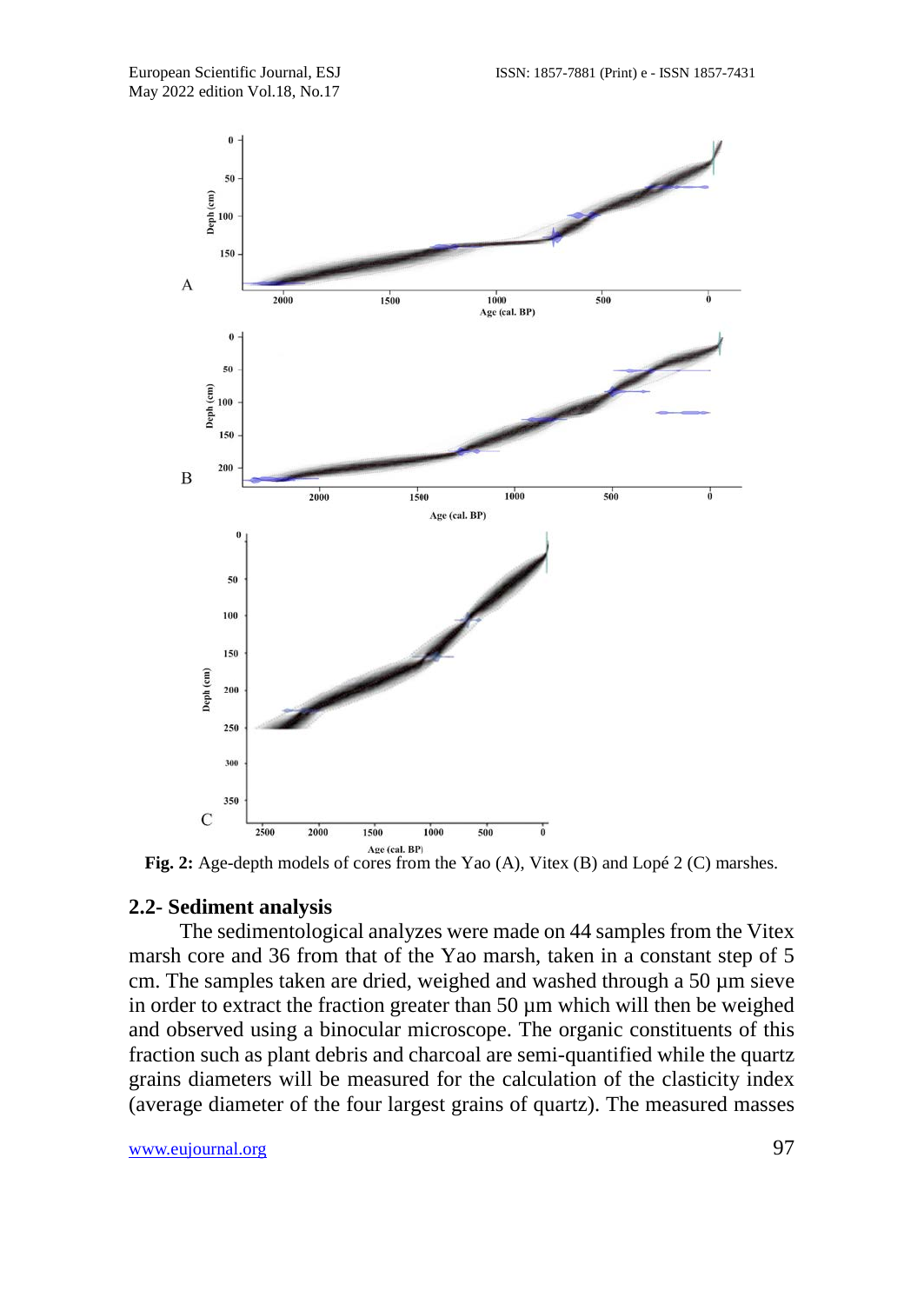**Fig. 2:** Age-depth models of cores from the Yao (A), Vitex (B) and Lopé 2 (C) marshes.

## 2.2- Sediment analysis

The sedimentological analyzes were made on 44 samples from the Vitex marsh core and 36 from that of the Yao marsh, taken in a constant step of 5 cm. The samples taken are dried, weighed and washed through a 50 µm sieve in order to extract the fraction greater than 50 µm which will then be weighed and observed using a binocular microscope. The organic constituents of this fraction such as plant debris and charcoal are semi-quantified while the quartz grains diameters will be measured for the calculation of the clasticity index (average diameter of the four largest grains of quartz). The measured masses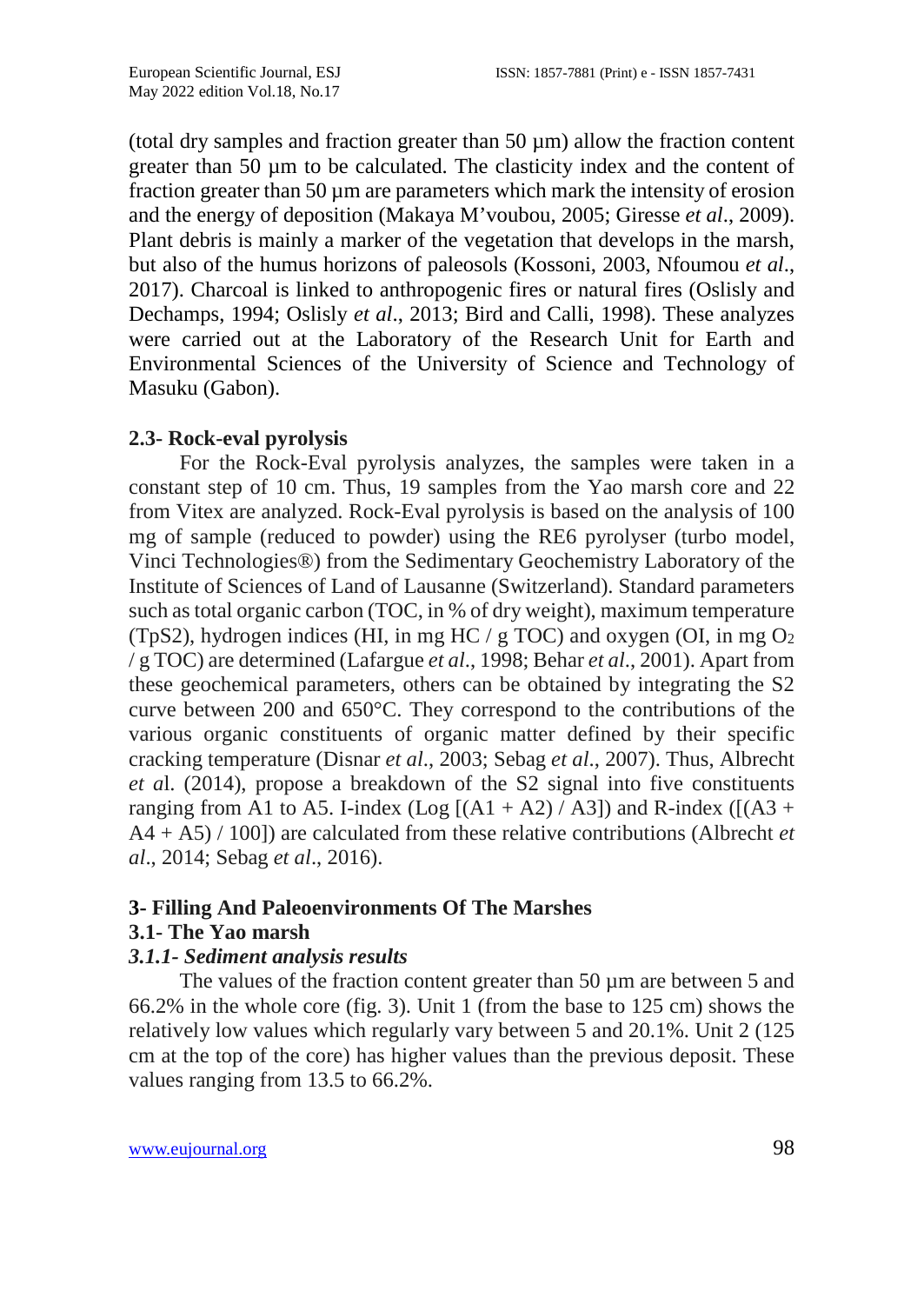(total dry samples and fraction greater than 50 µm) allow the fraction content greater than 50 µm to be calculated. The clasticity index and the content of fraction greater than 50 µm are parameters which mark the intensity of erosion and the energy of deposition (Makaya M'voubou, 2005; Giresse *et al*., 2009). Plant debris is mainly a marker of the vegetation that develops in the marsh, but also of the humus horizons of paleosols (Kossoni, 2003, Nfoumou *et al*., 2017). Charcoal is linked to anthropogenic fires or natural fires (Oslisly and Dechamps, 1994; Oslisly *et al*., 2013; Bird and Calli, 1998). These analyzes were carried out at the Laboratory of the Research Unit for Earth and Environmental Sciences of the University of Science and Technology of Masuku (Gabon).

### 2.3- Rock-eval pyrolysis

For the Rock-Eval pyrolysis analyzes, the samples were taken in a constant step of 10 cm. Thus, 19 samples from the Yao marsh core and 22 from Vitex are analyzed. Rock-Eval pyrolysis is based on the analysis of 100 mg of sample (reduced to powder) using the RE6 pyrolyser (turbo model, Vinci Technologies®) from the Sedimentary Geochemistry Laboratory of the Institute of Sciences of Land of Lausanne (Switzerland). Standard parameters such as total organic carbon (TOC, in % of dry weight), maximum temperature (TpS2), hydrogen indices (HI, in mg HC / g TOC) and oxygen (OI, in mg $O_2$ / g TOC) are determined (Lafargue *et al*., 1998; Behar *et al*., 2001). Apart from these geochemical parameters, others can be obtained by integrating the S2 curve between 200 and 650°C. They correspond to the contributions of the various organic constituents of organic matter defined by their specific cracking temperature (Disnar *et al*., 2003; Sebag *et al*., 2007). Thus, Albrecht *et a*l. (2014), propose a breakdown of the S2 signal into five constituents ranging from A1 to A5. I-index (Log [(A1 + A2) / A3]) and R-index ([(A3 + A4 + A5) / 100]) are calculated from these relative contributions (Albrecht *et al*., 2014; Sebag *et al*., 2016).

## 3- Filling And Paleoenvironments Of The Marshes

### 3.1- The Yao marsh

#### *3.1.1- Sediment analysis results*

The values of the fraction content greater than 50 µm are between 5 and 66.2% in the whole core (fig. 3). Unit 1 (from the base to 125 cm) shows the relatively low values which regularly vary between 5 and 20.1%. Unit 2 (125 cm at the top of the core) has higher values than the previous deposit. These values ranging from 13.5 to 66.2%.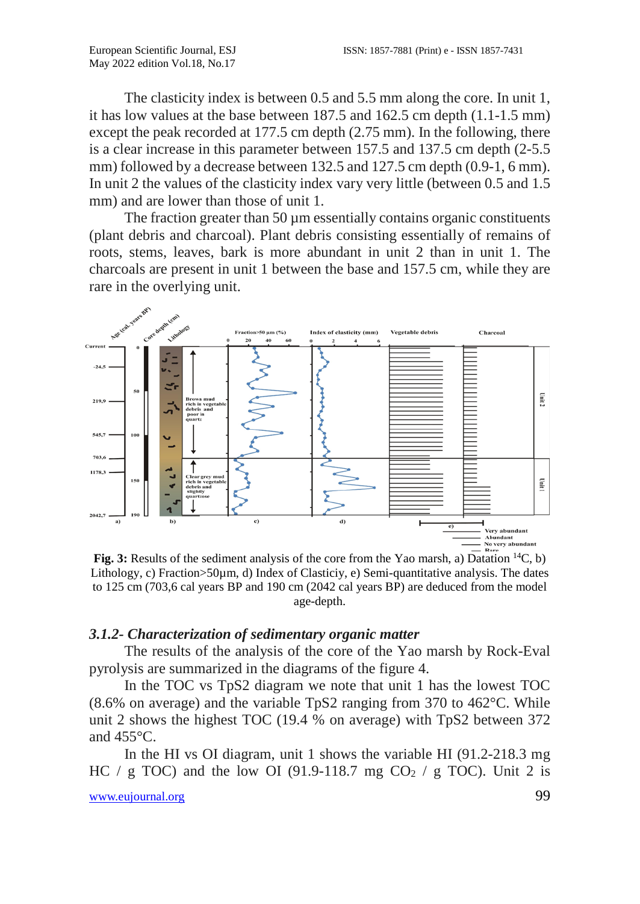The clasticity index is between 0.5 and 5.5 mm along the core. In unit 1, it has low values at the base between 187.5 and 162.5 cm depth (1.1-1.5 mm) except the peak recorded at 177.5 cm depth (2.75 mm). In the following, there is a clear increase in this parameter between 157.5 and 137.5 cm depth (2-5.5 mm) followed by a decrease between 132.5 and 127.5 cm depth (0.9-1, 6 mm). In unit 2 the values of the clasticity index vary very little (between 0.5 and 1.5 mm) and are lower than those of unit 1.

The fraction greater than 50 µm essentially contains organic constituents (plant debris and charcoal). Plant debris consisting essentially of remains of roots, stems, leaves, bark is more abundant in unit 2 than in unit 1. The charcoals are present in unit 1 between the base and 157.5 cm, while they are rare in the overlying unit.

**Fig. 3:** Results of the sediment analysis of the core from the Yao marsh, a) Datation $^{14}C$, b) Lithology, c) Fraction>50µm, d) Index of Clasticiy, e) Semi-quantitative analysis. The dates to 125 cm (703,6 cal years BP and 190 cm (2042 cal years BP) are deduced from the model age-depth.

### *3.1.2- Characterization of sedimentary organic matter*

The results of the analysis of the core of the Yao marsh by Rock-Eval pyrolysis are summarized in the diagrams of the figure 4.

In the TOC vs TpS2 diagram we note that unit 1 has the lowest TOC (8.6% on average) and the variable TpS2 ranging from 370 to 462°C. While unit 2 shows the highest TOC (19.4 % on average) with TpS2 between 372 and 455°C.

In the HI vs OI diagram, unit 1 shows the variable HI (91.2-218.3 mg HC / g TOC) and the low OI (91.9-118.7 mg $CO_2$ / g TOC). Unit 2 is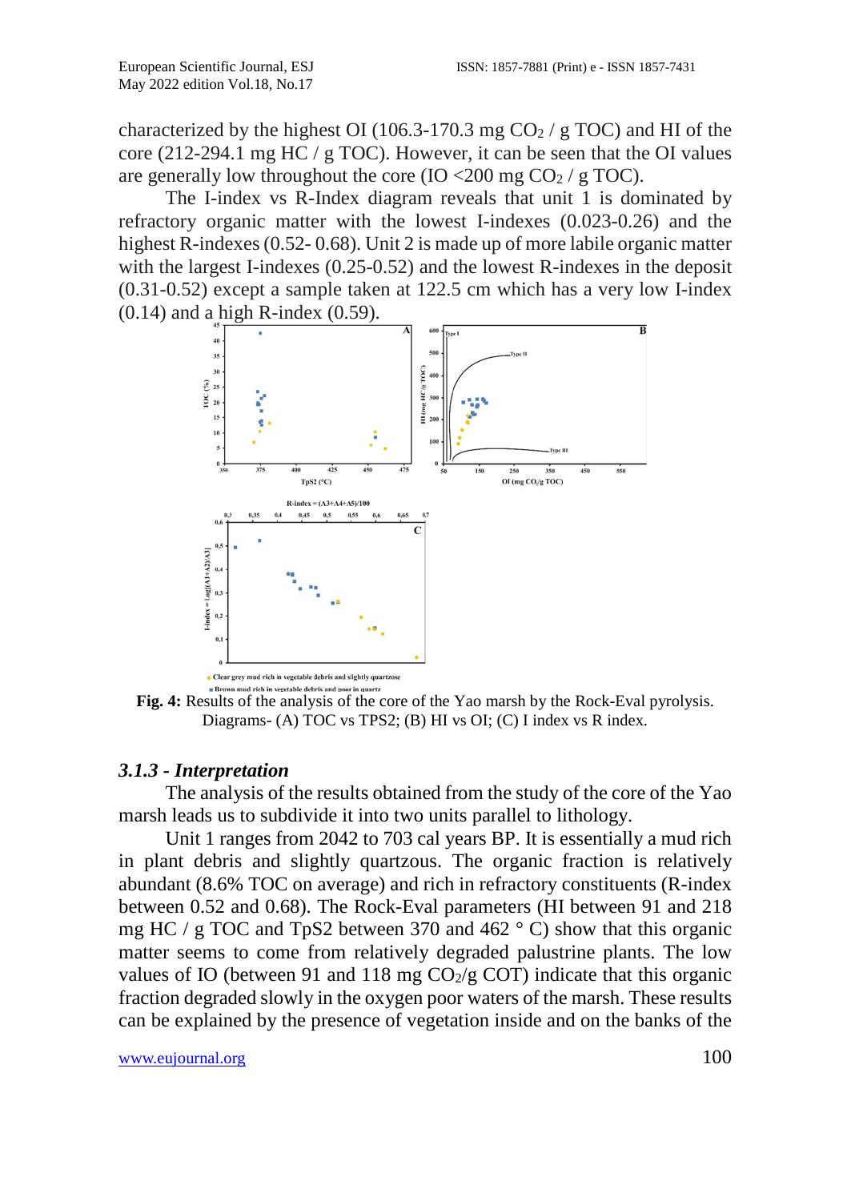characterized by the highest OI (106.3-170.3 mg $CO_2$ / g TOC) and HI of the core (212-294.1 mg HC / g TOC). However, it can be seen that the OI values are generally low throughout the core (IO <200 mg $CO_2$ / g TOC).

The I-index vs R-Index diagram reveals that unit 1 is dominated by refractory organic matter with the lowest I-indexes (0.023-0.26) and the highest R-indexes (0.52- 0.68). Unit 2 is made up of more labile organic matter with the largest I-indexes (0.25-0.52) and the lowest R-indexes in the deposit (0.31-0.52) except a sample taken at 122.5 cm which has a very low I-index (0.14) and a high R-index (0.59).

**Fig. 4:** Results of the analysis of the core of the Yao marsh by the Rock-Eval pyrolysis. Diagrams- (A) TOC vs TPS2; (B) HI vs OI; (C) I index vs R index.

### *3.1.3 - Interpretation*

The analysis of the results obtained from the study of the core of the Yao marsh leads us to subdivide it into two units parallel to lithology.

Unit 1 ranges from 2042 to 703 cal years BP. It is essentially a mud rich in plant debris and slightly quartzous. The organic fraction is relatively abundant (8.6% TOC on average) and rich in refractory constituents (R-index between 0.52 and 0.68). The Rock-Eval parameters (HI between 91 and 218 mg HC / g TOC and TpS2 between 370 and 462 ° C) show that this organic matter seems to come from relatively degraded palustrine plants. The low values of IO (between 91 and 118 mg $CO_2$/g COT) indicate that this organic fraction degraded slowly in the oxygen poor waters of the marsh. These results can be explained by the presence of vegetation inside and on the banks of the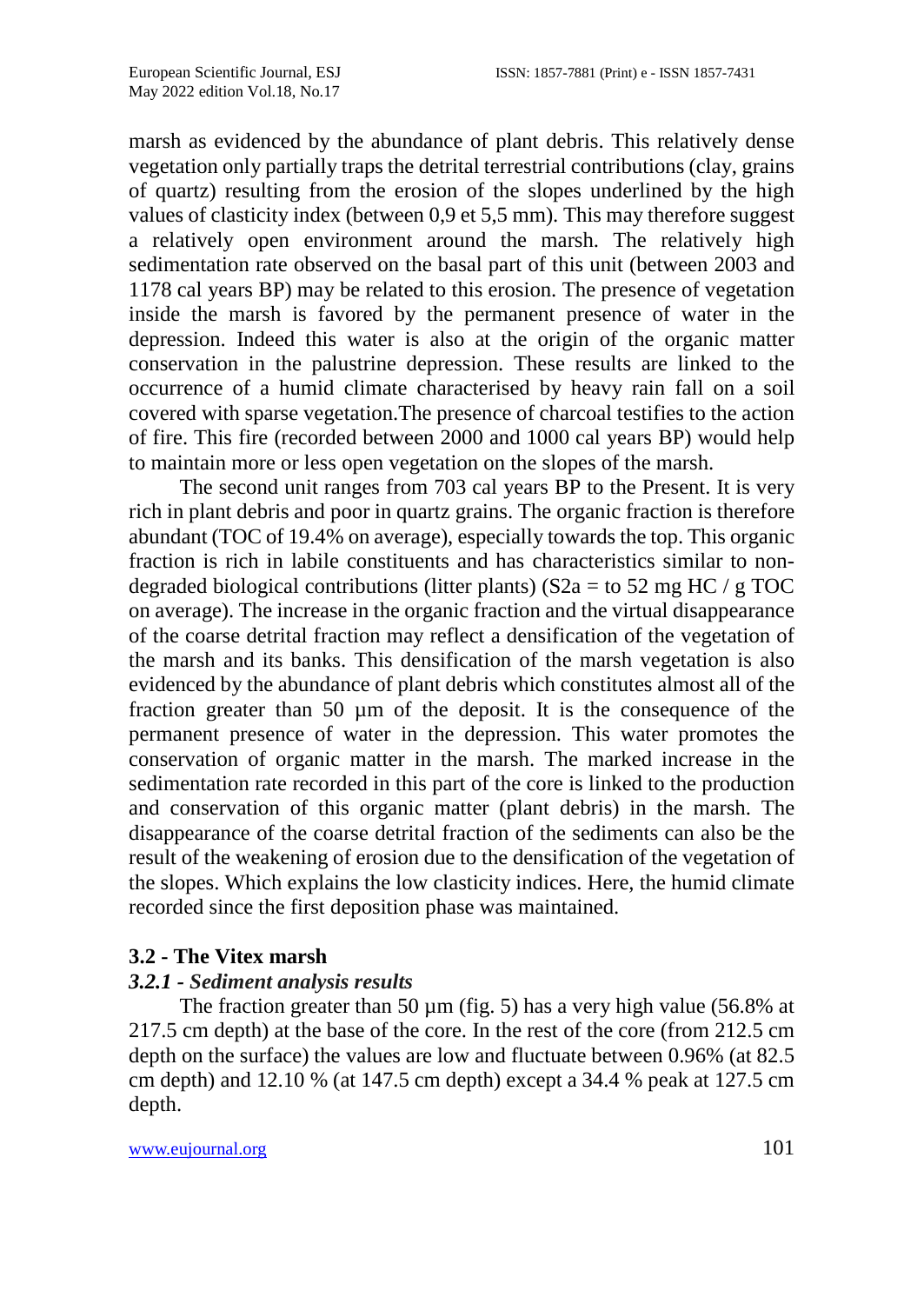marsh as evidenced by the abundance of plant debris. This relatively dense vegetation only partially traps the detrital terrestrial contributions (clay, grains of quartz) resulting from the erosion of the slopes underlined by the high values of clasticity index (between 0,9 et 5,5 mm). This may therefore suggest a relatively open environment around the marsh. The relatively high sedimentation rate observed on the basal part of this unit (between 2003 and 1178 cal years BP) may be related to this erosion. The presence of vegetation inside the marsh is favored by the permanent presence of water in the depression. Indeed this water is also at the origin of the organic matter conservation in the palustrine depression. These results are linked to the occurrence of a humid climate characterised by heavy rain fall on a soil covered with sparse vegetation.The presence of charcoal testifies to the action of fire. This fire (recorded between 2000 and 1000 cal years BP) would help to maintain more or less open vegetation on the slopes of the marsh.

The second unit ranges from 703 cal years BP to the Present. It is very rich in plant debris and poor in quartz grains. The organic fraction is therefore abundant (TOC of 19.4% on average), especially towards the top. This organic fraction is rich in labile constituents and has characteristics similar to non-degraded biological contributions (litter plants) (S2a = to 52 mg HC / g TOC on average). The increase in the organic fraction and the virtual disappearance of the coarse detrital fraction may reflect a densification of the vegetation of the marsh and its banks. This densification of the marsh vegetation is also evidenced by the abundance of plant debris which constitutes almost all of the fraction greater than 50 µm of the deposit. It is the consequence of the permanent presence of water in the depression. This water promotes the conservation of organic matter in the marsh. The marked increase in the sedimentation rate recorded in this part of the core is linked to the production and conservation of this organic matter (plant debris) in the marsh. The disappearance of the coarse detrital fraction of the sediments can also be the result of the weakening of erosion due to the densification of the vegetation of the slopes. Which explains the low clasticity indices. Here, the humid climate recorded since the first deposition phase was maintained.

### 3.2 - The Vitex marsh

#### *3.2.1 - Sediment analysis results*

The fraction greater than 50 µm (fig. 5) has a very high value (56.8% at 217.5 cm depth) at the base of the core. In the rest of the core (from 212.5 cm depth on the surface) the values are low and fluctuate between 0.96% (at 82.5 cm depth) and 12.10 % (at 147.5 cm depth) except a 34.4 % peak at 127.5 cm depth.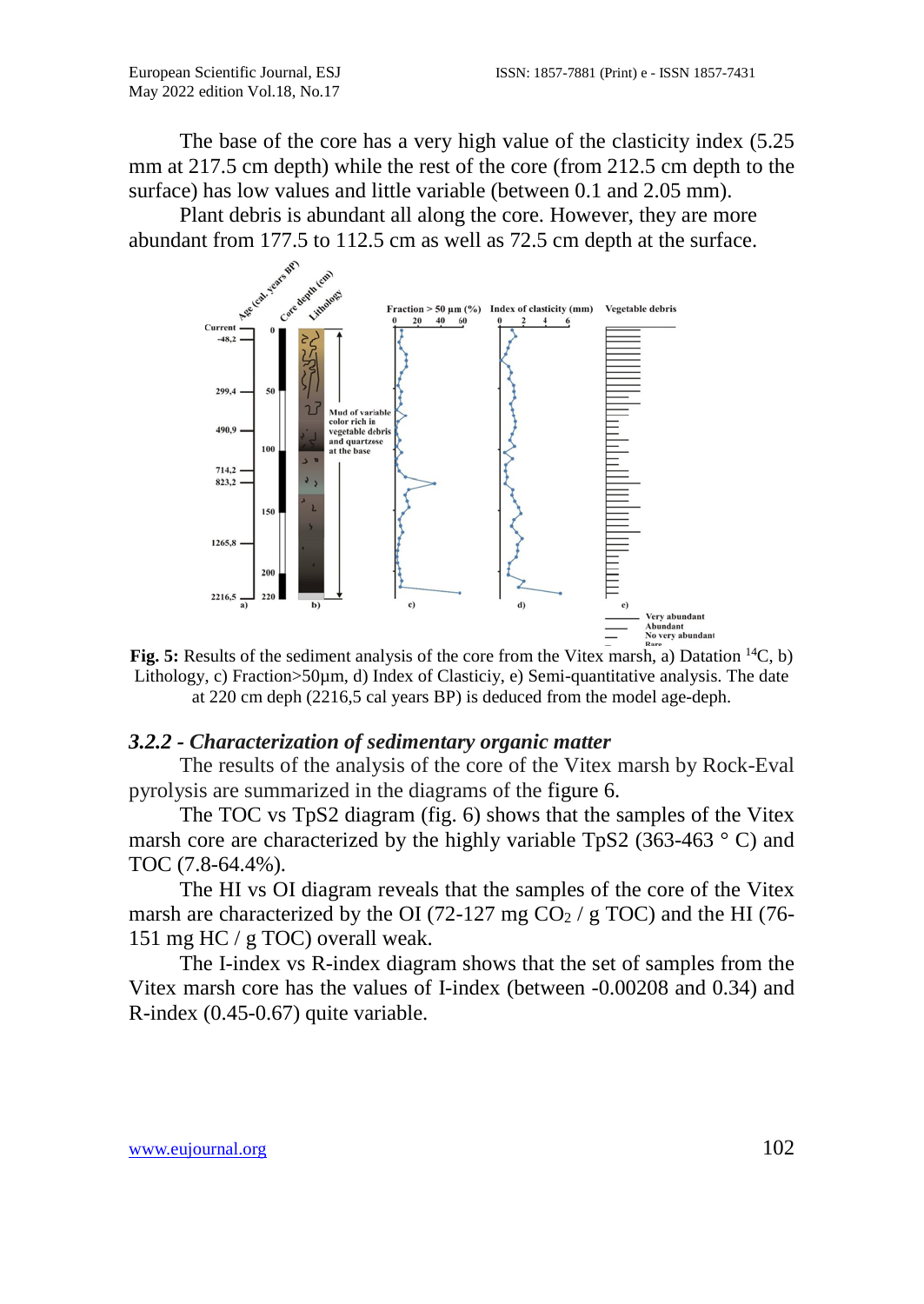The base of the core has a very high value of the clasticity index (5.25 mm at 217.5 cm depth) while the rest of the core (from 212.5 cm depth to the surface) has low values and little variable (between 0.1 and 2.05 mm).

Plant debris is abundant all along the core. However, they are more abundant from 177.5 to 112.5 cm as well as 72.5 cm depth at the surface.

**Fig. 5:** Results of the sediment analysis of the core from the Vitex marsh, a) Datation [14]C, b) Lithology, c) Fraction>50µm, d) Index of Clasticiy, e) Semi-quantitative analysis. The date at 220 cm deph (2216,5 cal years BP) is deduced from the model age-deph.

### *3.2.2 - Characterization of sedimentary organic matter*

The results of the analysis of the core of the Vitex marsh by Rock-Eval pyrolysis are summarized in the diagrams of the figure 6.

The TOC vs TpS2 diagram (fig. 6) shows that the samples of the Vitex marsh core are characterized by the highly variable TpS2 (363-463 ° C) and TOC (7.8-64.4%).

The HI vs OI diagram reveals that the samples of the core of the Vitex marsh are characterized by the OI (72-127 mg $CO_2$ / g TOC) and the HI (76-151 mg HC / g TOC) overall weak.

The I-index vs R-index diagram shows that the set of samples from the Vitex marsh core has the values of I-index (between -0.00208 and 0.34) and R-index (0.45-0.67) quite variable.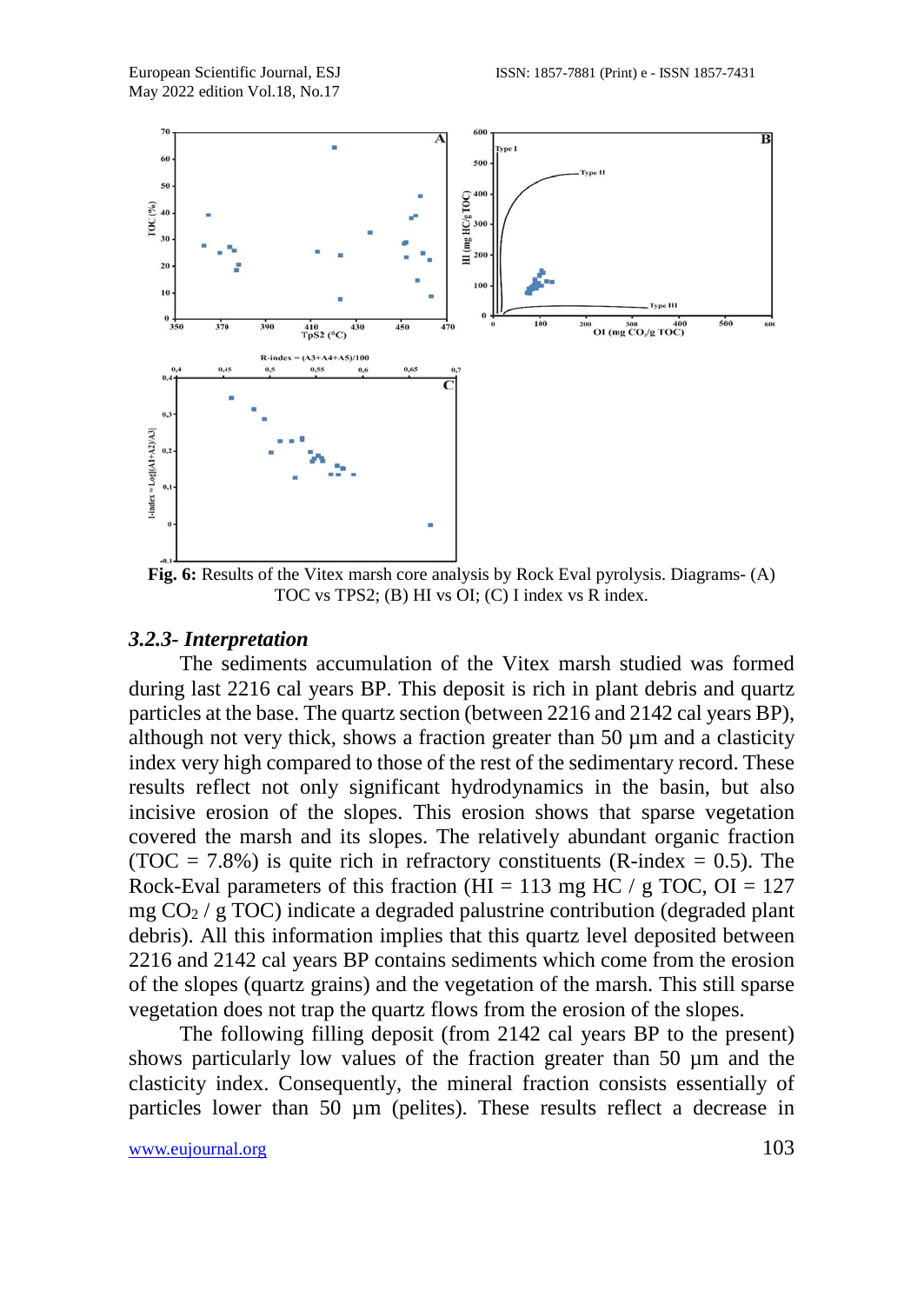Fig. 6: Results of the Vitex marsh core analysis by Rock Eval pyrolysis. Diagrams- (A) TOC vs TPS2; (B) HI vs OI; (C) I index vs R index.

### *3.2.3- Interpretation*

The sediments accumulation of the Vitex marsh studied was formed during last 2216 cal years BP. This deposit is rich in plant debris and quartz particles at the base. The quartz section (between 2216 and 2142 cal years BP), although not very thick, shows a fraction greater than 50 µm and a clasticity index very high compared to those of the rest of the sedimentary record. These results reflect not only significant hydrodynamics in the basin, but also incisive erosion of the slopes. This erosion shows that sparse vegetation covered the marsh and its slopes. The relatively abundant organic fraction (TOC = 7.8%) is quite rich in refractory constituents (R-index = 0.5). The Rock-Eval parameters of this fraction (HI = 113 mg HC / g TOC, OI = 127 mg $CO_2$ / g TOC) indicate a degraded palustrine contribution (degraded plant debris). All this information implies that this quartz level deposited between 2216 and 2142 cal years BP contains sediments which come from the erosion of the slopes (quartz grains) and the vegetation of the marsh. This still sparse vegetation does not trap the quartz flows from the erosion of the slopes.

The following filling deposit (from 2142 cal years BP to the present) shows particularly low values of the fraction greater than 50 µm and the clasticity index. Consequently, the mineral fraction consists essentially of particles lower than 50 µm (pelites). These results reflect a decrease in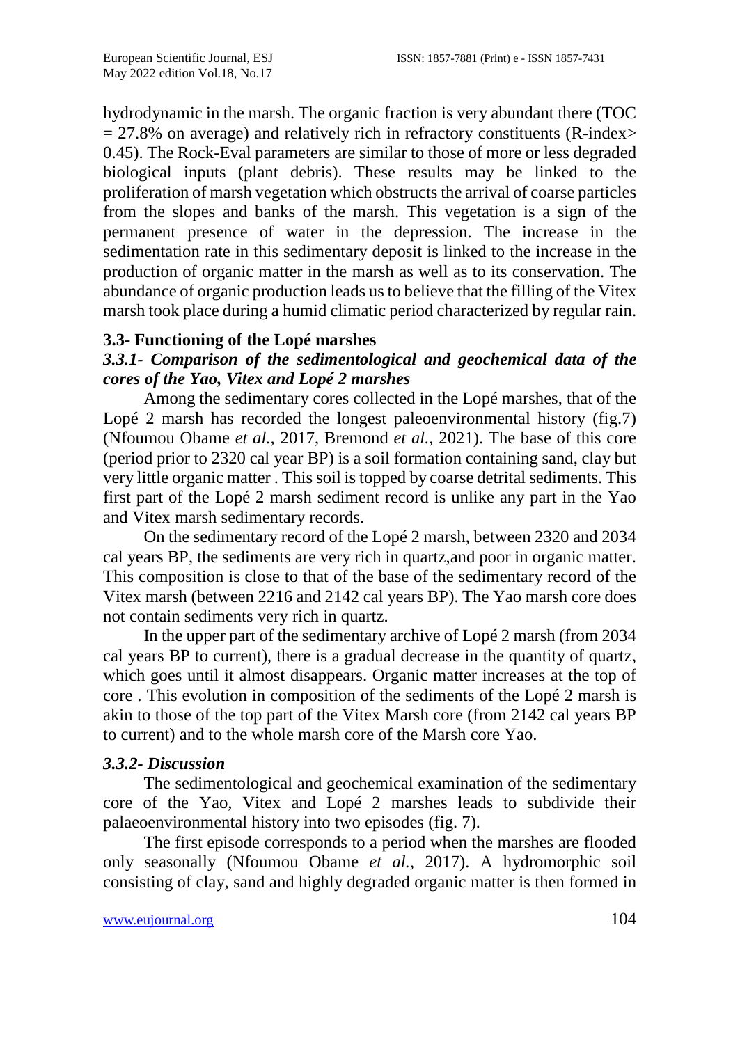hydrodynamic in the marsh. The organic fraction is very abundant there (TOC = 27.8% on average) and relatively rich in refractory constituents (R-index> 0.45). The Rock-Eval parameters are similar to those of more or less degraded biological inputs (plant debris). These results may be linked to the proliferation of marsh vegetation which obstructs the arrival of coarse particles from the slopes and banks of the marsh. This vegetation is a sign of the permanent presence of water in the depression. The increase in the sedimentation rate in this sedimentary deposit is linked to the increase in the production of organic matter in the marsh as well as to its conservation. The abundance of organic production leads us to believe that the filling of the Vitex marsh took place during a humid climatic period characterized by regular rain.

### 3.3- Functioning of the Lopé marshes

#### *3.3.1- Comparison of the sedimentological and geochemical data of the cores of the Yao, Vitex and Lopé 2 marshes*

Among the sedimentary cores collected in the Lopé marshes, that of the Lopé 2 marsh has recorded the longest paleoenvironmental history (fig.7) (Nfoumou Obame *et al.,* 2017, Bremond *et al.,* 2021). The base of this core (period prior to 2320 cal year BP) is a soil formation containing sand, clay but very little organic matter . This soil is topped by coarse detrital sediments. This first part of the Lopé 2 marsh sediment record is unlike any part in the Yao and Vitex marsh sedimentary records.

On the sedimentary record of the Lopé 2 marsh, between 2320 and 2034 cal years BP, the sediments are very rich in quartz,and poor in organic matter. This composition is close to that of the base of the sedimentary record of the Vitex marsh (between 2216 and 2142 cal years BP). The Yao marsh core does not contain sediments very rich in quartz.

In the upper part of the sedimentary archive of Lopé 2 marsh (from 2034 cal years BP to current), there is a gradual decrease in the quantity of quartz, which goes until it almost disappears. Organic matter increases at the top of core . This evolution in composition of the sediments of the Lopé 2 marsh is akin to those of the top part of the Vitex Marsh core (from 2142 cal years BP to current) and to the whole marsh core of the Marsh core Yao.

#### *3.3.2- Discussion*

The sedimentological and geochemical examination of the sedimentary core of the Yao, Vitex and Lopé 2 marshes leads to subdivide their palaeoenvironmental history into two episodes (fig. 7).

The first episode corresponds to a period when the marshes are flooded only seasonally (Nfoumou Obame *et al.*, 2017). A hydromorphic soil consisting of clay, sand and highly degraded organic matter is then formed in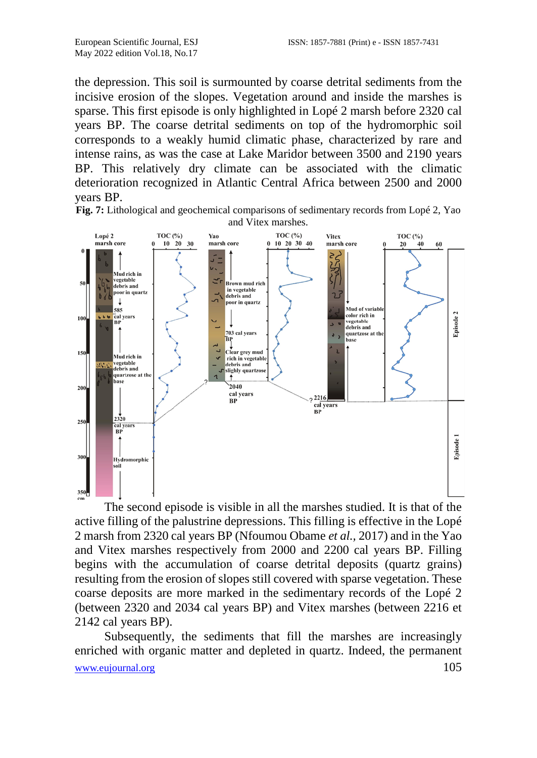the depression. This soil is surmounted by coarse detrital sediments from the incisive erosion of the slopes. Vegetation around and inside the marshes is sparse. This first episode is only highlighted in Lopé 2 marsh before 2320 cal years BP. The coarse detrital sediments on top of the hydromorphic soil corresponds to a weakly humid climatic phase, characterized by rare and intense rains, as was the case at Lake Maridor between 3500 and 2190 years BP. This relatively dry climate can be associated with the climatic deterioration recognized in Atlantic Central Africa between 2500 and 2000 years BP.

**Fig. 7:** Lithological and geochemical comparisons of sedimentary records from Lopé 2, Yao and Vitex marshes.

The second episode is visible in all the marshes studied. It is that of the active filling of the palustrine depressions. This filling is effective in the Lopé 2 marsh from 2320 cal years BP (Nfoumou Obame *et al.*, 2017) and in the Yao and Vitex marshes respectively from 2000 and 2200 cal years BP. Filling begins with the accumulation of coarse detrital deposits (quartz grains) resulting from the erosion of slopes still covered with sparse vegetation. These coarse deposits are more marked in the sedimentary records of the Lopé 2 (between 2320 and 2034 cal years BP) and Vitex marshes (between 2216 et 2142 cal years BP).

Subsequently, the sediments that fill the marshes are increasingly enriched with organic matter and depleted in quartz. Indeed, the permanent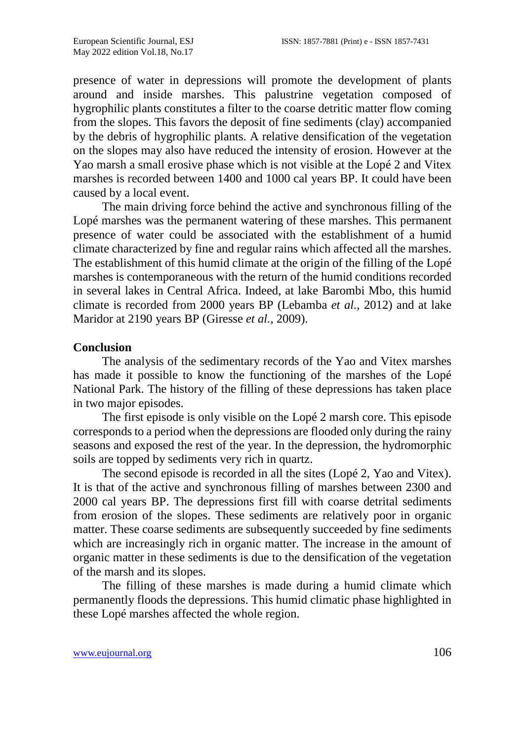presence of water in depressions will promote the development of plants around and inside marshes. This palustrine vegetation composed of hygrophilic plants constitutes a filter to the coarse detritic matter flow coming from the slopes. This favors the deposit of fine sediments (clay) accompanied by the debris of hygrophilic plants. A relative densification of the vegetation on the slopes may also have reduced the intensity of erosion. However at the Yao marsh a small erosive phase which is not visible at the Lopé 2 and Vitex marshes is recorded between 1400 and 1000 cal years BP. It could have been caused by a local event.

The main driving force behind the active and synchronous filling of the Lopé marshes was the permanent watering of these marshes. This permanent presence of water could be associated with the establishment of a humid climate characterized by fine and regular rains which affected all the marshes. The establishment of this humid climate at the origin of the filling of the Lopé marshes is contemporaneous with the return of the humid conditions recorded in several lakes in Central Africa. Indeed, at lake Barombi Mbo, this humid climate is recorded from 2000 years BP (Lebamba *et al.*, 2012) and at lake Maridor at 2190 years BP (Giresse *et al.*, 2009).

## Conclusion

The analysis of the sedimentary records of the Yao and Vitex marshes has made it possible to know the functioning of the marshes of the Lopé National Park. The history of the filling of these depressions has taken place in two major episodes.

The first episode is only visible on the Lopé 2 marsh core. This episode corresponds to a period when the depressions are flooded only during the rainy seasons and exposed the rest of the year. In the depression, the hydromorphic soils are topped by sediments very rich in quartz.

The second episode is recorded in all the sites (Lopé 2, Yao and Vitex). It is that of the active and synchronous filling of marshes between 2300 and 2000 cal years BP. The depressions first fill with coarse detrital sediments from erosion of the slopes. These sediments are relatively poor in organic matter. These coarse sediments are subsequently succeeded by fine sediments which are increasingly rich in organic matter. The increase in the amount of organic matter in these sediments is due to the densification of the vegetation of the marsh and its slopes.

The filling of these marshes is made during a humid climate which permanently floods the depressions. This humid climatic phase highlighted in these Lopé marshes affected the whole region.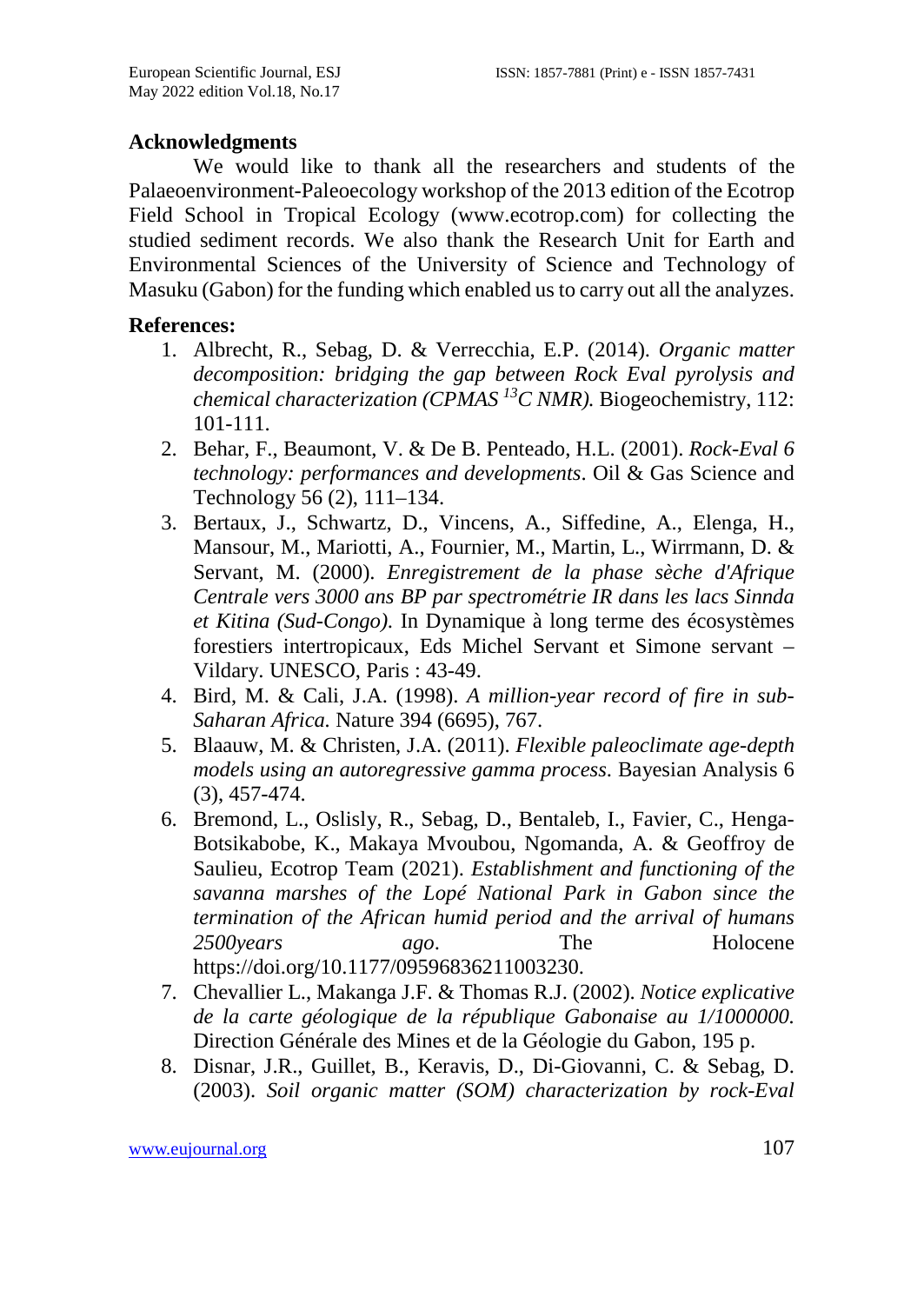## Acknowledgments

We would like to thank all the researchers and students of the Palaeoenvironment-Paleoecology workshop of the 2013 edition of the Ecotrop Field School in Tropical Ecology (www.ecotrop.com) for collecting the studied sediment records. We also thank the Research Unit for Earth and Environmental Sciences of the University of Science and Technology of Masuku (Gabon) for the funding which enabled us to carry out all the analyzes.

## References:

1. Albrecht, R., Sebag, D. & Verrecchia, E.P. (2014). *Organic matter decomposition: bridging the gap between Rock Eval pyrolysis and chemical characterization (CPMAS $^{13}$C NMR).* Biogeochemistry, 112: 101-111.
2. Behar, F., Beaumont, V. & De B. Penteado, H.L. (2001). *Rock-Eval 6 technology: performances and developments*. Oil & Gas Science and Technology 56 (2), 111–134.
3. Bertaux, J., Schwartz, D., Vincens, A., Siffedine, A., Elenga, H., Mansour, M., Mariotti, A., Fournier, M., Martin, L., Wirrmann, D. & Servant, M. (2000). *Enregistrement de la phase sèche d'Afrique Centrale vers 3000 ans BP par spectrométrie IR dans les lacs Sinnda et Kitina (Sud-Congo).* In Dynamique à long terme des écosystèmes forestiers intertropicaux, Eds Michel Servant et Simone servant – Vildary. UNESCO, Paris : 43-49.
4. Bird, M. & Cali, J.A. (1998). *A million-year record of fire in sub-Saharan Africa.* Nature 394 (6695), 767.
5. Blaauw, M. & Christen, J.A. (2011). *Flexible paleoclimate age-depth models using an autoregressive gamma process.* Bayesian Analysis 6 (3), 457-474.
6. Bremond, L., Oslisly, R., Sebag, D., Bentaleb, I., Favier, C., Henga-Botsikabobe, K., Makaya Mvoubou, Ngomanda, A. & Geoffroy de Saulieu, Ecotrop Team (2021). *Establishment and functioning of the savanna marshes of the Lopé National Park in Gabon since the termination of the African humid period and the arrival of humans 2500years ago*. The Holocene https://doi.org/10.1177/09596836211003230.
7. Chevallier L., Makanga J.F. & Thomas R.J. (2002). *Notice explicative de la carte géologique de la république Gabonaise au 1/1000000.* Direction Générale des Mines et de la Géologie du Gabon, 195 p.
8. Disnar, J.R., Guillet, B., Keravis, D., Di-Giovanni, C. & Sebag, D. (2003). *Soil organic matter (SOM) characterization by rock-Eval*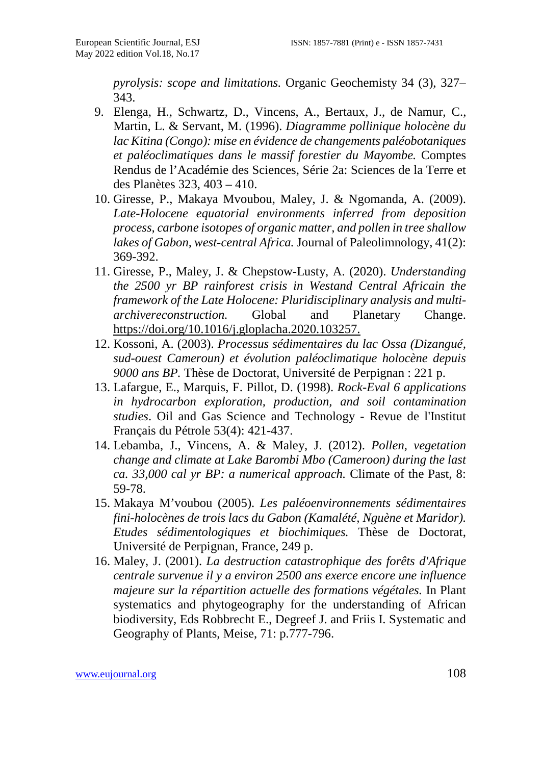*pyrolysis: scope and limitations.* Organic Geochemisty 34 (3), 327–343.

9. Elenga, H., Schwartz, D., Vincens, A., Bertaux, J., de Namur, C., Martin, L. & Servant, M. (1996). *Diagramme pollinique holocène du lac Kitina (Congo): mise en évidence de changements paléobotaniques et paléoclimatiques dans le massif forestier du Mayombe.* Comptes Rendus de l'Académie des Sciences, Série 2a: Sciences de la Terre et des Planètes 323, 403 – 410.
10. Giresse, P., Makaya Mvoubou, Maley, J. & Ngomanda, A. (2009). *Late-Holocene equatorial environments inferred from deposition process, carbone isotopes of organic matter, and pollen in tree shallow lakes of Gabon, west-central Africa.* Journal of Paleolimnology, 41(2): 369-392.
11. Giresse, P., Maley, J. & Chepstow-Lusty, A. (2020). *Understanding the 2500 yr BP rainforest crisis in Westand Central Africain the framework of the Late Holocene: Pluridisciplinary analysis and multi-archivereconstruction.* Global and Planetary Change. https://doi.org/10.1016/j.gloplacha.2020.103257.
12. Kossoni, A. (2003). *Processus sédimentaires du lac Ossa (Dizangué, sud-ouest Cameroun) et évolution paléoclimatique holocène depuis 9000 ans BP.* Thèse de Doctorat, Université de Perpignan : 221 p.
13. Lafargue, E., Marquis, F. Pillot, D. (1998). *Rock-Eval 6 applications in hydrocarbon exploration, production, and soil contamination studies*. Oil and Gas Science and Technology - Revue de l'Institut Français du Pétrole 53(4): 421-437.
14. Lebamba, J., Vincens, A. & Maley, J. (2012). *Pollen, vegetation change and climate at Lake Barombi Mbo (Cameroon) during the last ca. 33,000 cal yr BP: a numerical approach.* Climate of the Past, 8: 59-78.
15. Makaya M'voubou (2005). *Les paléoenvironnements sédimentaires fini-holocènes de trois lacs du Gabon (Kamaléte, Nguène et Maridor). Etudes sédimentologiques et biochimiques.* Thèse de Doctorat, Université de Perpignan, France, 249 p.
16. Maley, J. (2001). *La destruction catastrophique des forêts d'Afrique centrale survenue il y a environ 2500 ans exerce encore une influence majeure sur la répartition actuelle des formations végétales.* In Plant systematics and phytogeography for the understanding of African biodiversity, Eds Robbrecht E., Degreef J. and Friis I. Systematic and Geography of Plants, Meise, 71: p.777-796.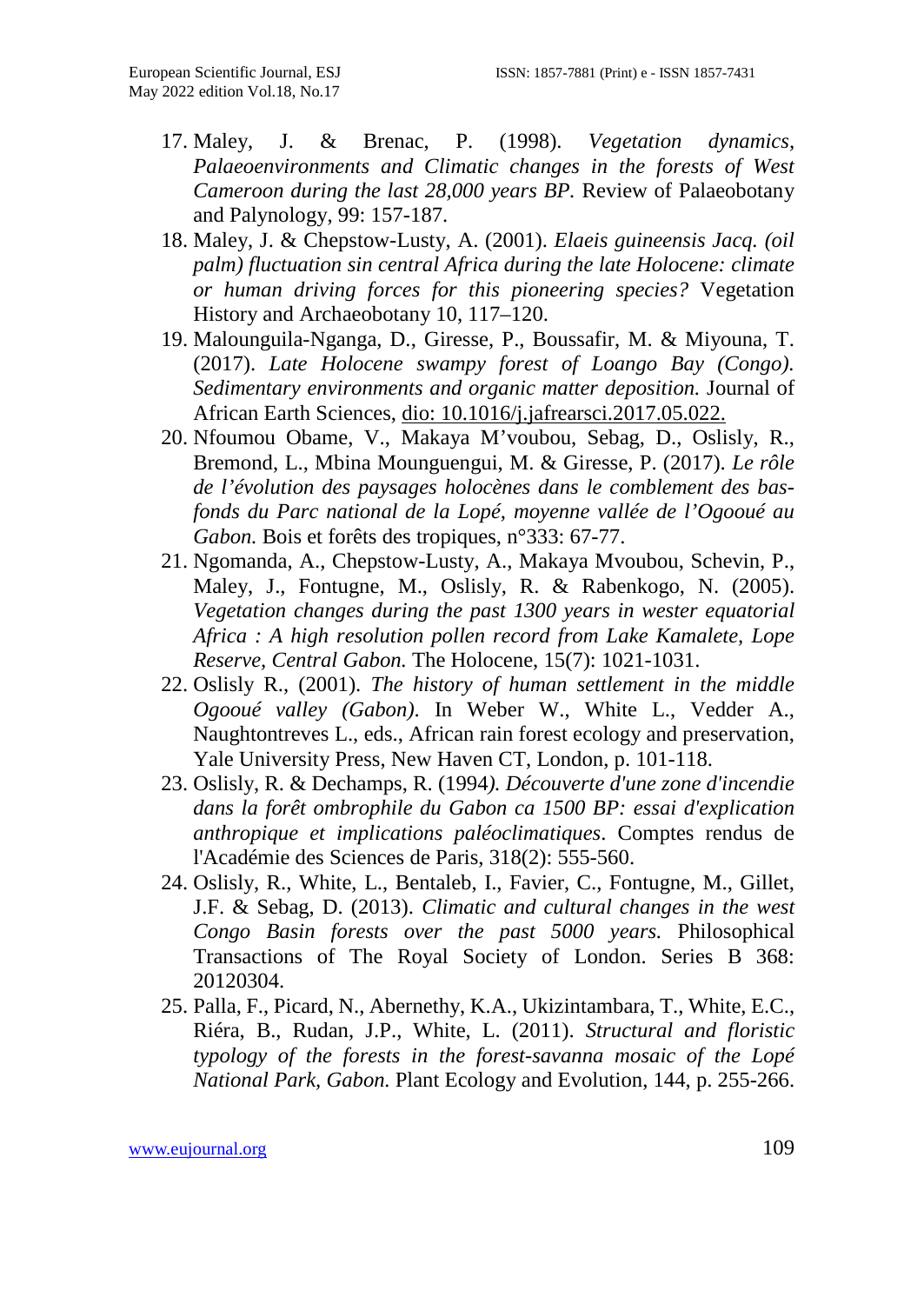17. Maley, J. & Brenac, P. (1998). *Vegetation dynamics, Palaeoenvironments and Climatic changes in the forests of West Cameroon during the last 28,000 years BP.* Review of Palaeobotany and Palynology, 99: 157-187.
18. Maley, J. & Chepstow-Lusty, A. (2001). *Elaeis guineensis Jacq. (oil palm) fluctuation sin central Africa during the late Holocene: climate or human driving forces for this pioneering species?* Vegetation History and Archaeobotany 10, 117–120.
19. Malounguila-Nganga, D., Giresse, P., Boussafir, M. & Miyouna, T. (2017). *Late Holocene swampy forest of Loango Bay (Congo). Sedimentary environments and organic matter deposition.* Journal of African Earth Sciences, dio: 10.1016/j.jafrearsci.2017.05.022.
20. Nfoumou Obame, V., Makaya M'voubou, Sebag, D., Oslisly, R., Bremond, L., Mbina Mounguengui, M. & Giresse, P. (2017). *Le rôle de l'évolution des paysages holocènes dans le comblement des bas-fonds du Parc national de la Lopé, moyenne vallée de l'Ogooué au Gabon.* Bois et forêts des tropiques, n°333: 67-77.
21. Ngomanda, A., Chepstow-Lusty, A., Makaya Mvoubou, Schevin, P., Maley, J., Fontugne, M., Oslisly, R. & Rabenkogo, N. (2005). *Vegetation changes during the past 1300 years in wester equatorial Africa : A high resolution pollen record from Lake Kamalete, Lope Reserve, Central Gabon.* The Holocene, 15(7): 1021-1031.
22. Oslisly R., (2001). *The history of human settlement in the middle Ogooué valley (Gabon).* In Weber W., White L., Vedder A., Naughtontreves L., eds., African rain forest ecology and preservation, Yale University Press, New Haven CT, London, p. 101-118.
23. Oslisly, R. & Dechamps, R. (1994*). Découverte d'une zone d'incendie dans la forêt ombrophile du Gabon ca 1500 BP: essai d'explication anthropique et implications paléoclimatiques*. Comptes rendus de l'Académie des Sciences de Paris, 318(2): 555-560.
24. Oslisly, R., White, L., Bentaleb, I., Favier, C., Fontugne, M., Gillet, J.F. & Sebag, D. (2013). *Climatic and cultural changes in the west Congo Basin forests over the past 5000 years.* Philosophical Transactions of The Royal Society of London. Series B 368: 20120304.
25. Palla, F., Picard, N., Abernethy, K.A., Ukizintambara, T., White, E.C., Riéra, B., Rudan, J.P., White, L. (2011). *Structural and floristic typology of the forests in the forest-savanna mosaic of the Lopé National Park, Gabon.* Plant Ecology and Evolution, 144, p. 255-266.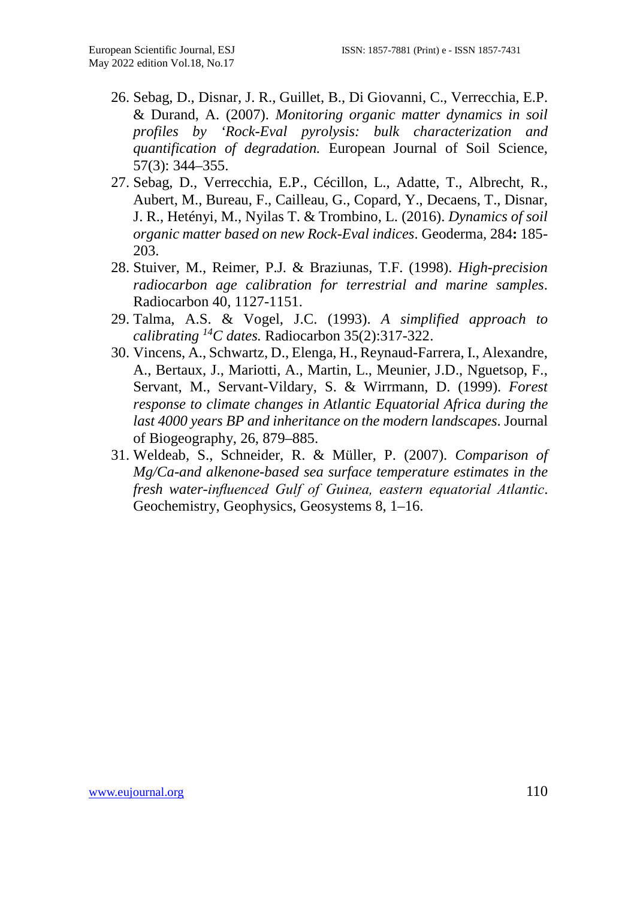26. Sebag, D., Disnar, J. R., Guillet, B., Di Giovanni, C., Verrecchia, E.P. & Durand, A. (2007). *Monitoring organic matter dynamics in soil profiles by 'Rock-Eval pyrolysis: bulk characterization and quantification of degradation.* European Journal of Soil Science, 57(3): 344–355.
27. Sebag, D., Verrecchia, E.P., Cécillon, L., Adatte, T., Albrecht, R., Aubert, M., Bureau, F., Cailleau, G., Copard, Y., Decaens, T., Disnar, J. R., Hetényi, M., Nyilas T. & Trombino, L. (2016). *Dynamics of soil organic matter based on new Rock-Eval indices*. Geoderma, 284**:** 185-203.
28. Stuiver, M., Reimer, P.J. & Braziunas, T.F. (1998). *High-precision radiocarbon age calibration for terrestrial and marine samples*. Radiocarbon 40, 1127-1151.
29. Talma, A.S. & Vogel, J.C. (1993). *A simplified approach to calibrating $^{14}C$ dates.* Radiocarbon 35(2):317-322.
30. Vincens, A., Schwartz, D., Elenga, H., Reynaud-Farrera, I., Alexandre, A., Bertaux, J., Mariotti, A., Martin, L., Meunier, J.D., Nguetsop, F., Servant, M., Servant-Vildary, S. & Wirrmann, D. (1999). *Forest response to climate changes in Atlantic Equatorial Africa during the last 4000 years BP and inheritance on the modern landscapes*. Journal of Biogeography, 26, 879–885.
31. Weldeab, S., Schneider, R. & Müller, P. (2007). *Comparison of Mg/Ca-and alkenone-based sea surface temperature estimates in the fresh water-influenced Gulf of Guinea, eastern equatorial Atlantic*. Geochemistry, Geophysics, Geosystems 8, 1–16.